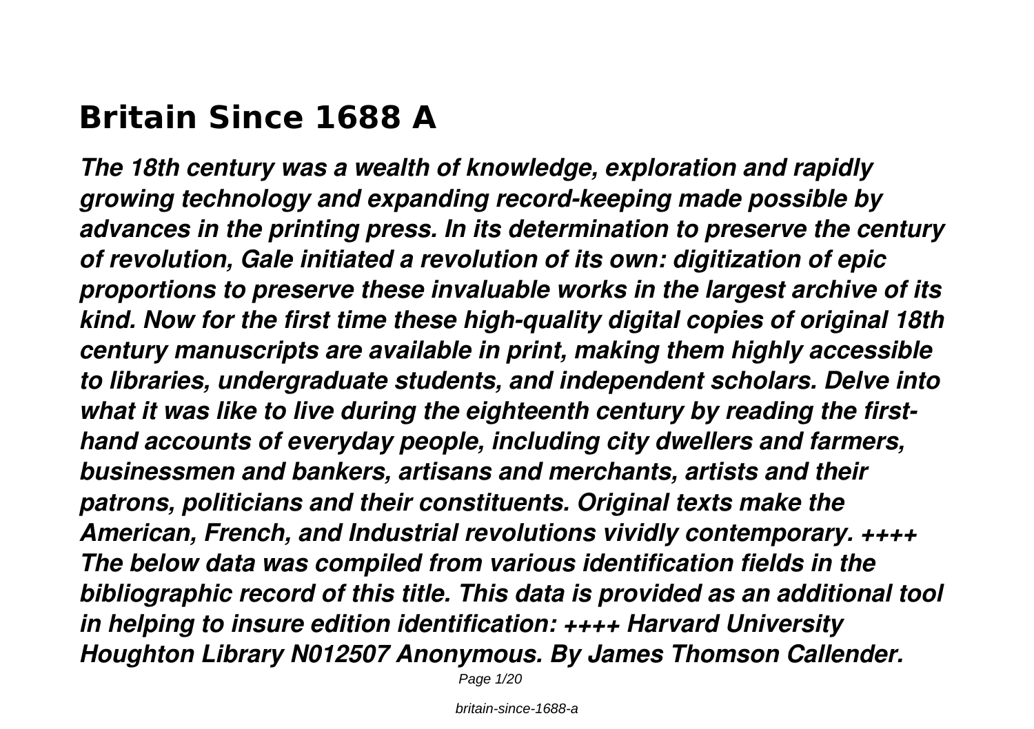# Britain Since 1688 A

***The 18th century was a wealth of knowledge, exploration and rapidly growing technology and expanding record-keeping made possible by advances in the printing press. In its determination to preserve the century of revolution, Gale initiated a revolution of its own: digitization of epic proportions to preserve these invaluable works in the largest archive of its kind. Now for the first time these high-quality digital copies of original 18th century manuscripts are available in print, making them highly accessible to libraries, undergraduate students, and independent scholars. Delve into what it was like to live during the eighteenth century by reading the first-hand accounts of everyday people, including city dwellers and farmers, businessmen and bankers, artisans and merchants, artists and their patrons, politicians and their constituents. Original texts make the American, French, and Industrial revolutions vividly contemporary. ++++ The below data was compiled from various identification fields in the bibliographic record of this title. This data is provided as an additional tool in helping to insure edition identification: ++++ Harvard University Houghton Library N012507 Anonymous. By James Thomson Callender.***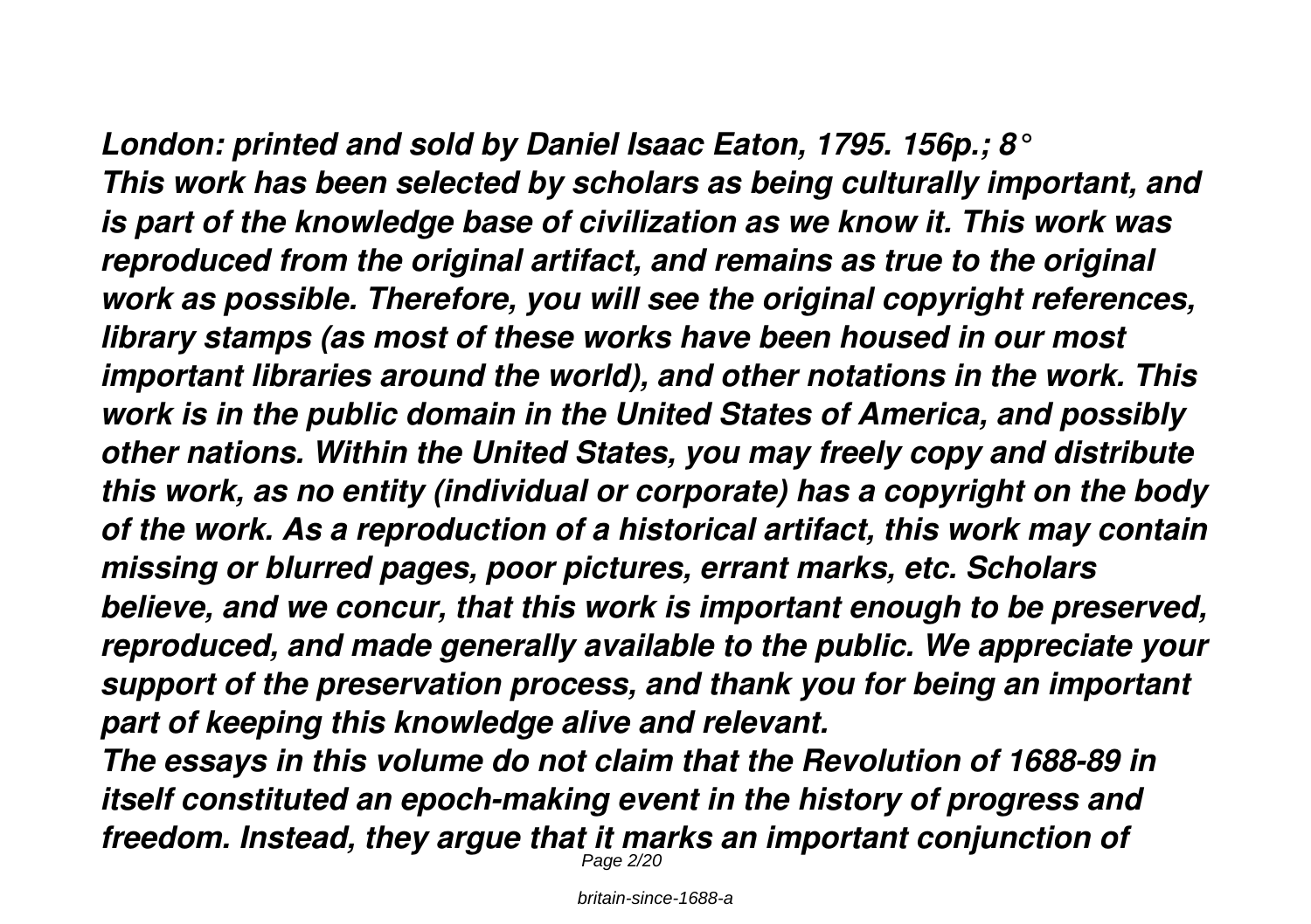*London: printed and sold by Daniel Isaac Eaton, 1795. 156p.; 8°*
*This work has been selected by scholars as being culturally important, and is part of the knowledge base of civilization as we know it. This work was reproduced from the original artifact, and remains as true to the original work as possible. Therefore, you will see the original copyright references, library stamps (as most of these works have been housed in our most important libraries around the world), and other notations in the work. This work is in the public domain in the United States of America, and possibly other nations. Within the United States, you may freely copy and distribute this work, as no entity (individual or corporate) has a copyright on the body of the work. As a reproduction of a historical artifact, this work may contain missing or blurred pages, poor pictures, errant marks, etc. Scholars believe, and we concur, that this work is important enough to be preserved, reproduced, and made generally available to the public. We appreciate your support of the preservation process, and thank you for being an important part of keeping this knowledge alive and relevant.*
*The essays in this volume do not claim that the Revolution of 1688-89 in itself constituted an epoch-making event in the history of progress and freedom. Instead, they argue that it marks an important conjunction of*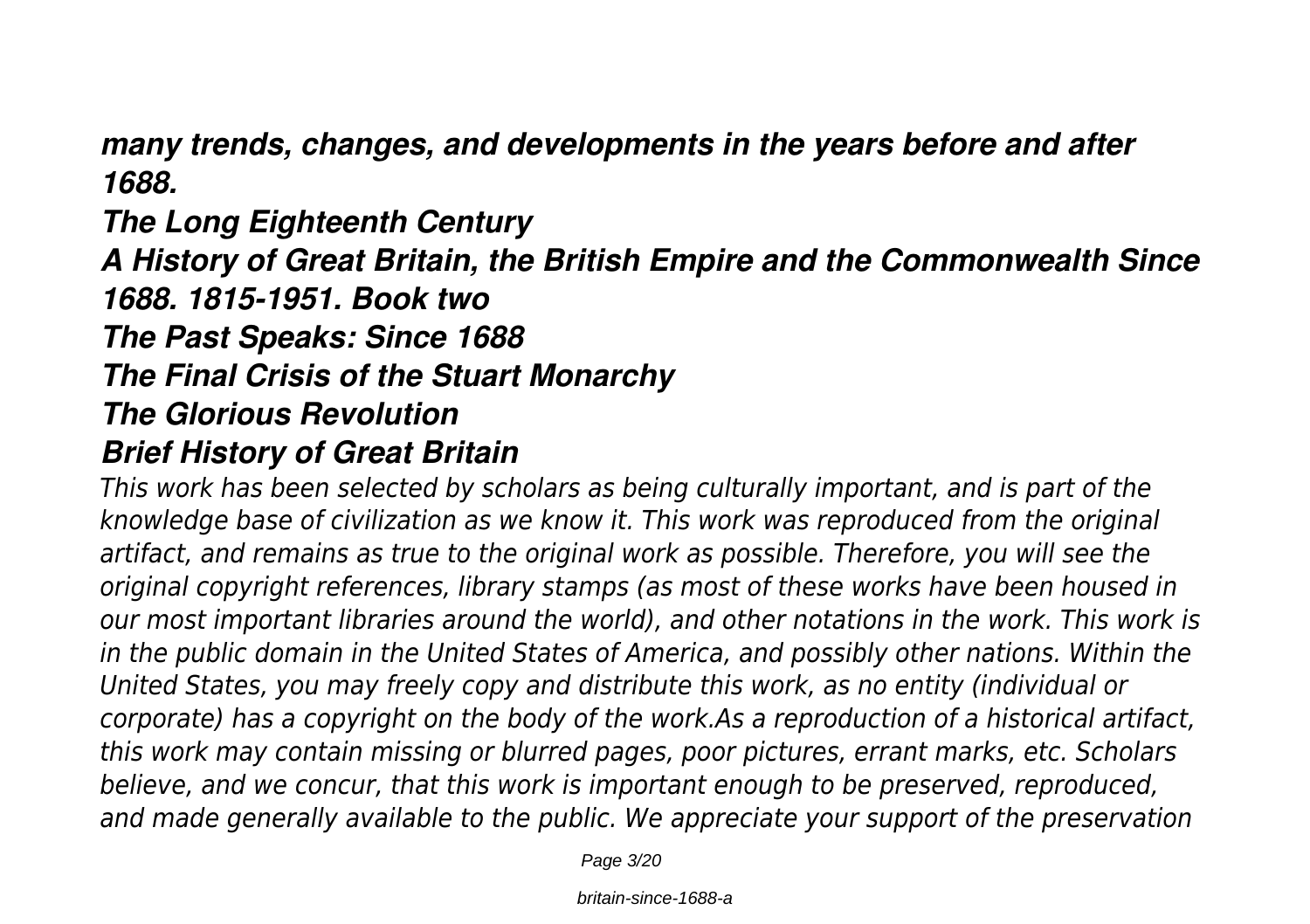***many trends, changes, and developments in the years before and after 1688.***

***The Long Eighteenth Century***

***A History of Great Britain, the British Empire and the Commonwealth Since 1688. 1815-1951. Book two***

***The Past Speaks: Since 1688***

***The Final Crisis of the Stuart Monarchy***

***The Glorious Revolution***

***Brief History of Great Britain***

*This work has been selected by scholars as being culturally important, and is part of the knowledge base of civilization as we know it. This work was reproduced from the original artifact, and remains as true to the original work as possible. Therefore, you will see the original copyright references, library stamps (as most of these works have been housed in our most important libraries around the world), and other notations in the work. This work is in the public domain in the United States of America, and possibly other nations. Within the United States, you may freely copy and distribute this work, as no entity (individual or corporate) has a copyright on the body of the work.As a reproduction of a historical artifact, this work may contain missing or blurred pages, poor pictures, errant marks, etc. Scholars believe, and we concur, that this work is important enough to be preserved, reproduced, and made generally available to the public. We appreciate your support of the preservation*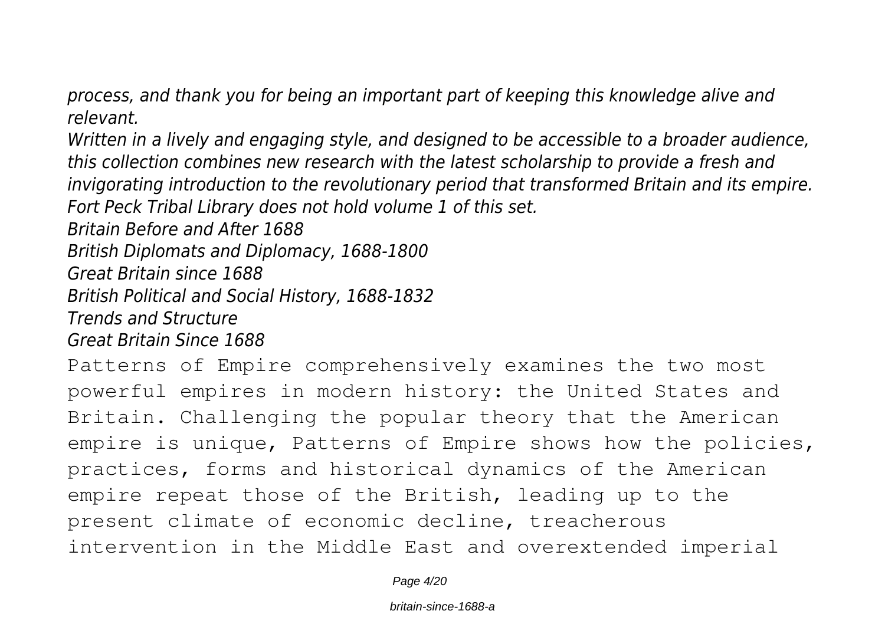*process, and thank you for being an important part of keeping this knowledge alive and relevant.*

*Written in a lively and engaging style, and designed to be accessible to a broader audience, this collection combines new research with the latest scholarship to provide a fresh and invigorating introduction to the revolutionary period that transformed Britain and its empire.*

*Fort Peck Tribal Library does not hold volume 1 of this set.*

*Britain Before and After 1688*

*British Diplomats and Diplomacy, 1688-1800*

*Great Britain since 1688*

*British Political and Social History, 1688-1832*

*Trends and Structure*

*Great Britain Since 1688*

Patterns of Empire comprehensively examines the two most powerful empires in modern history: the United States and Britain. Challenging the popular theory that the American empire is unique, Patterns of Empire shows how the policies, practices, forms and historical dynamics of the American empire repeat those of the British, leading up to the present climate of economic decline, treacherous intervention in the Middle East and overextended imperial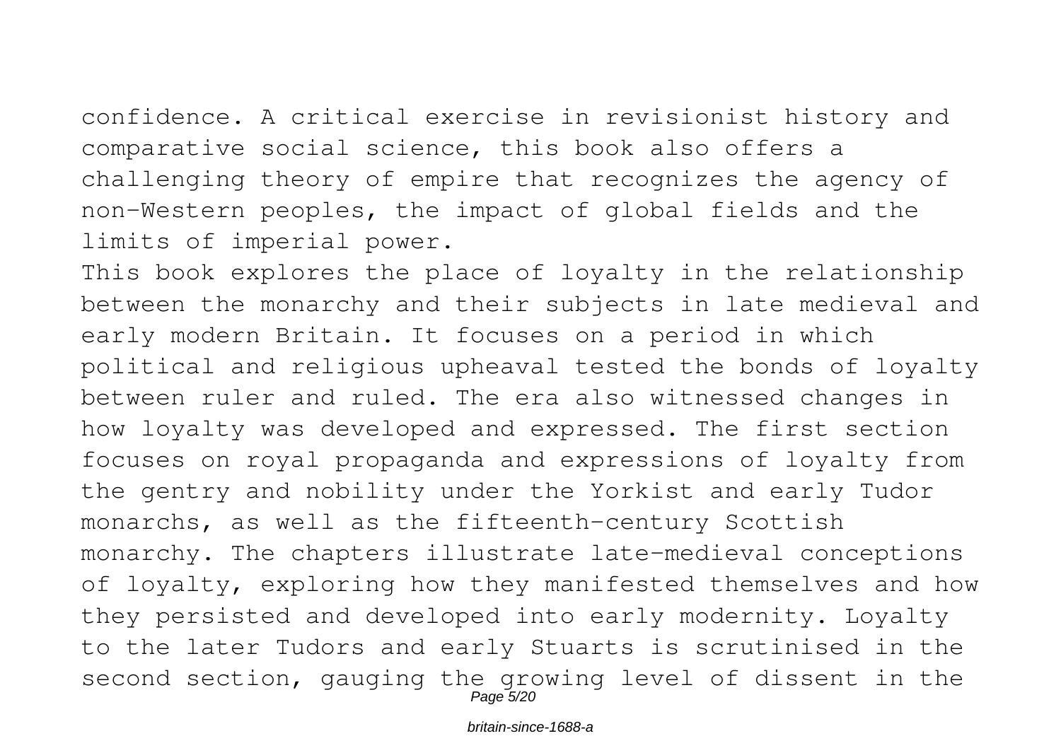confidence. A critical exercise in revisionist history and comparative social science, this book also offers a challenging theory of empire that recognizes the agency of non-Western peoples, the impact of global fields and the limits of imperial power.

This book explores the place of loyalty in the relationship between the monarchy and their subjects in late medieval and early modern Britain. It focuses on a period in which political and religious upheaval tested the bonds of loyalty between ruler and ruled. The era also witnessed changes in how loyalty was developed and expressed. The first section focuses on royal propaganda and expressions of loyalty from the gentry and nobility under the Yorkist and early Tudor monarchs, as well as the fifteenth-century Scottish monarchy. The chapters illustrate late-medieval conceptions of loyalty, exploring how they manifested themselves and how they persisted and developed into early modernity. Loyalty to the later Tudors and early Stuarts is scrutinised in the second section, gauging the growing level of dissent in the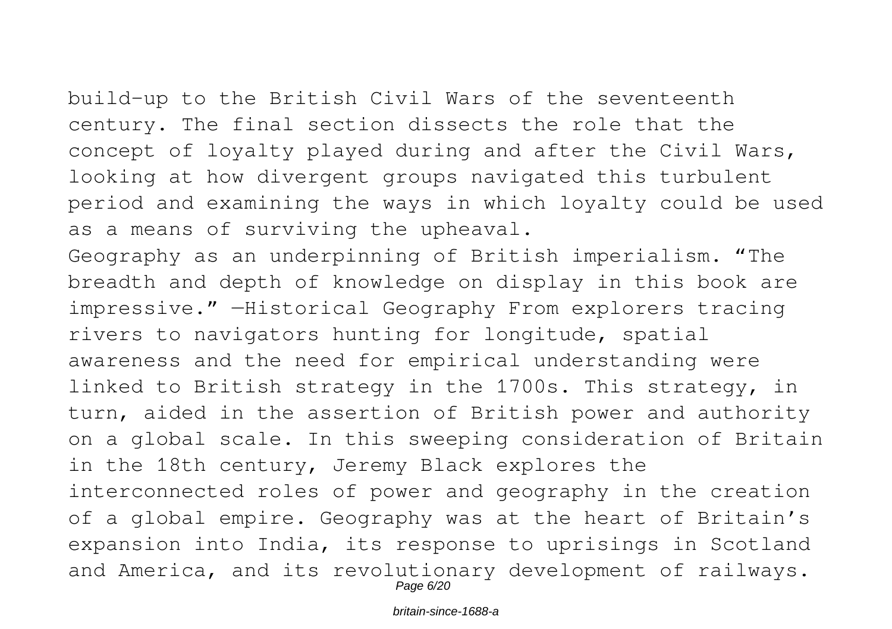build-up to the British Civil Wars of the seventeenth century. The final section dissects the role that the concept of loyalty played during and after the Civil Wars, looking at how divergent groups navigated this turbulent period and examining the ways in which loyalty could be used as a means of surviving the upheaval.

Geography as an underpinning of British imperialism. "The breadth and depth of knowledge on display in this book are impressive." —Historical Geography From explorers tracing rivers to navigators hunting for longitude, spatial awareness and the need for empirical understanding were linked to British strategy in the 1700s. This strategy, in turn, aided in the assertion of British power and authority on a global scale. In this sweeping consideration of Britain in the 18th century, Jeremy Black explores the interconnected roles of power and geography in the creation of a global empire. Geography was at the heart of Britain's expansion into India, its response to uprisings in Scotland and America, and its revolutionary development of railways.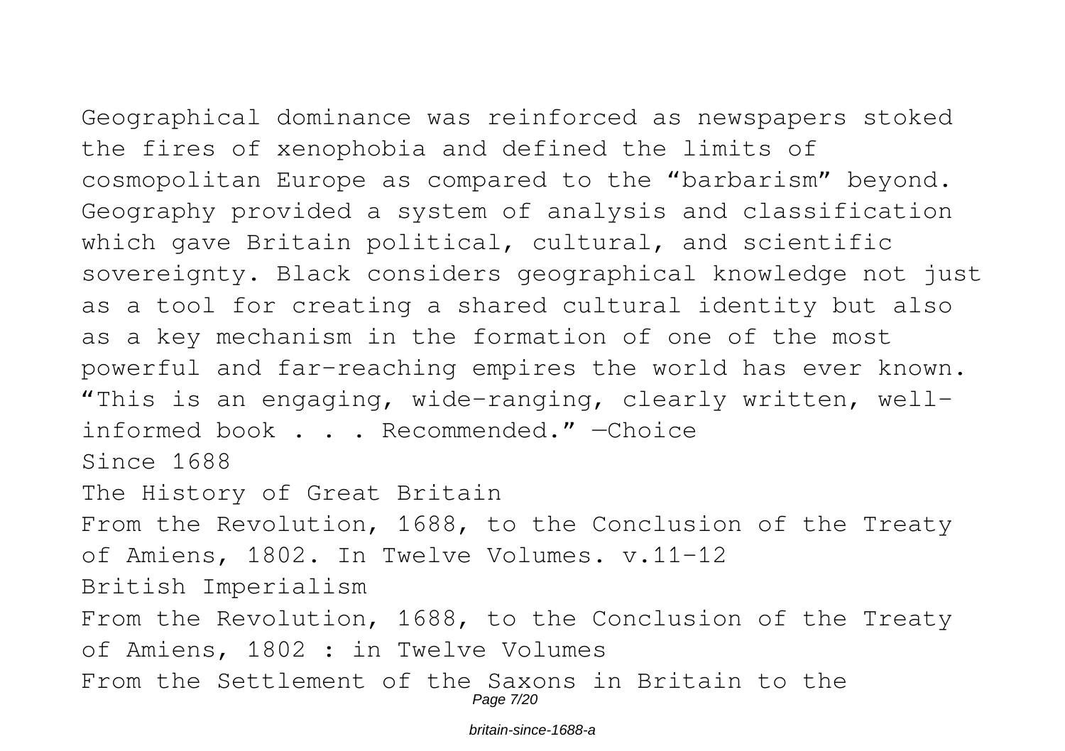Geographical dominance was reinforced as newspapers stoked the fires of xenophobia and defined the limits of cosmopolitan Europe as compared to the "barbarism" beyond. Geography provided a system of analysis and classification which gave Britain political, cultural, and scientific sovereignty. Black considers geographical knowledge not just as a tool for creating a shared cultural identity but also as a key mechanism in the formation of one of the most powerful and far-reaching empires the world has ever known. "This is an engaging, wide-ranging, clearly written, well-informed book . . . Recommended." —Choice

Since 1688

The History of Great Britain

From the Revolution, 1688, to the Conclusion of the Treaty of Amiens, 1802. In Twelve Volumes. v.11-12

British Imperialism

From the Revolution, 1688, to the Conclusion of the Treaty of Amiens, 1802 : in Twelve Volumes

From the Settlement of the Saxons in Britain to the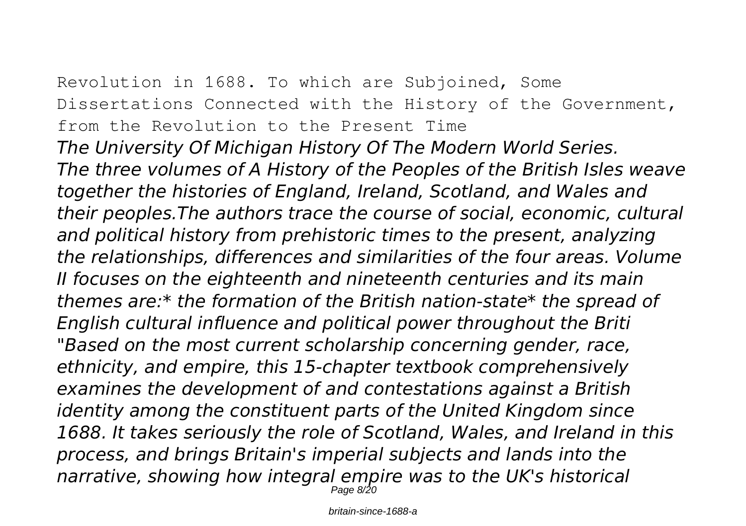Revolution in 1688. To which are Subjoined, Some Dissertations Connected with the History of the Government, from the Revolution to the Present Time

*The University Of Michigan History Of The Modern World Series.*

*The three volumes of A History of the Peoples of the British Isles weave together the histories of England, Ireland, Scotland, and Wales and their peoples.The authors trace the course of social, economic, cultural and political history from prehistoric times to the present, analyzing the relationships, differences and similarities of the four areas. Volume II focuses on the eighteenth and nineteenth centuries and its main themes are:* the formation of the British nation-state* the spread of English cultural influence and political power throughout the Briti*

*"Based on the most current scholarship concerning gender, race, ethnicity, and empire, this 15-chapter textbook comprehensively examines the development of and contestations against a British identity among the constituent parts of the United Kingdom since 1688. It takes seriously the role of Scotland, Wales, and Ireland in this process, and brings Britain's imperial subjects and lands into the narrative, showing how integral empire was to the UK's historical*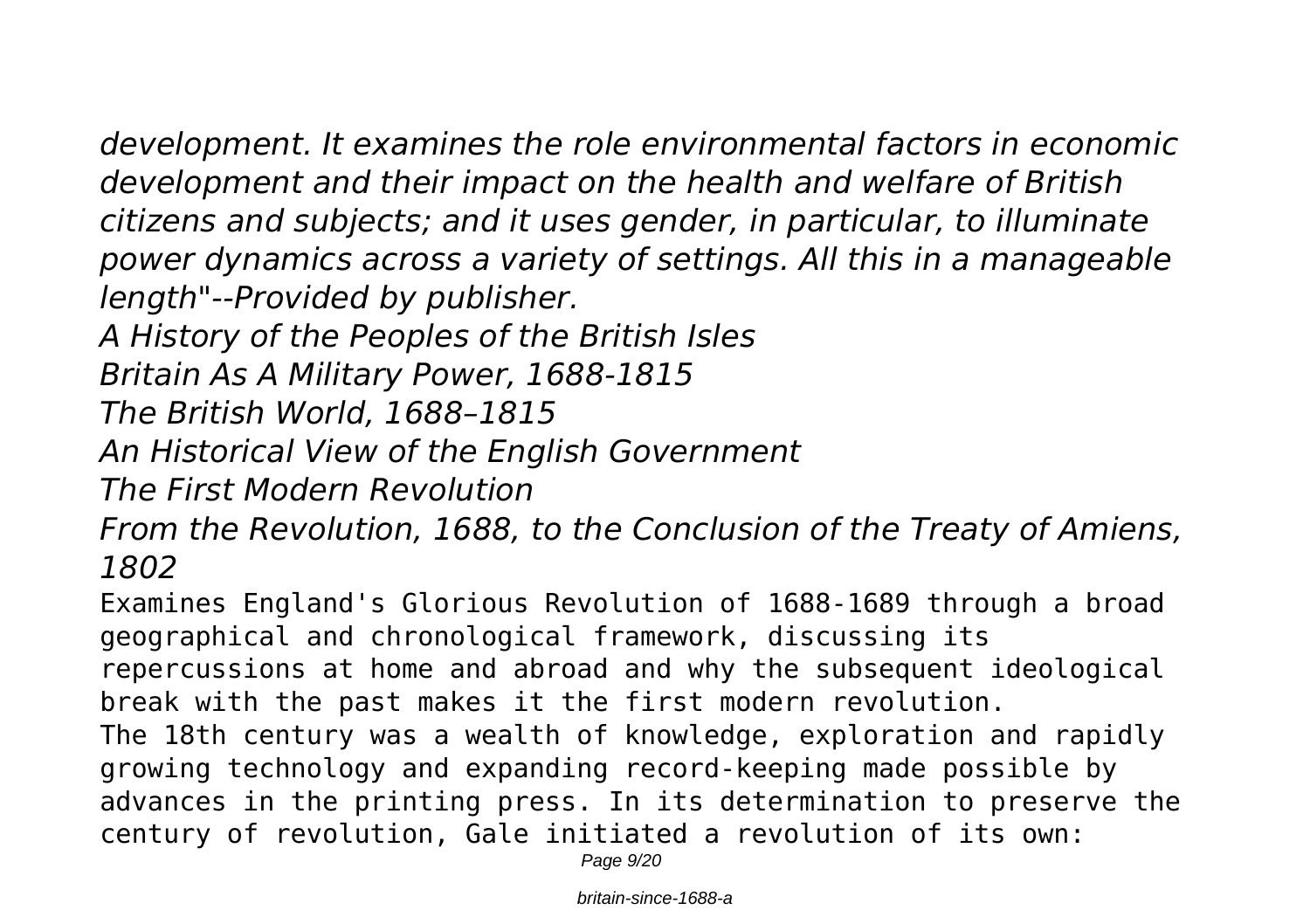*development. It examines the role environmental factors in economic development and their impact on the health and welfare of British citizens and subjects; and it uses gender, in particular, to illuminate power dynamics across a variety of settings. All this in a manageable length"--Provided by publisher.*

*A History of the Peoples of the British Isles*

*Britain As A Military Power, 1688-1815*

*The British World, 1688–1815*

*An Historical View of the English Government*

*The First Modern Revolution*

*From the Revolution, 1688, to the Conclusion of the Treaty of Amiens, 1802*

Examines England's Glorious Revolution of 1688-1689 through a broad geographical and chronological framework, discussing its repercussions at home and abroad and why the subsequent ideological break with the past makes it the first modern revolution.

The 18th century was a wealth of knowledge, exploration and rapidly growing technology and expanding record-keeping made possible by advances in the printing press. In its determination to preserve the century of revolution, Gale initiated a revolution of its own: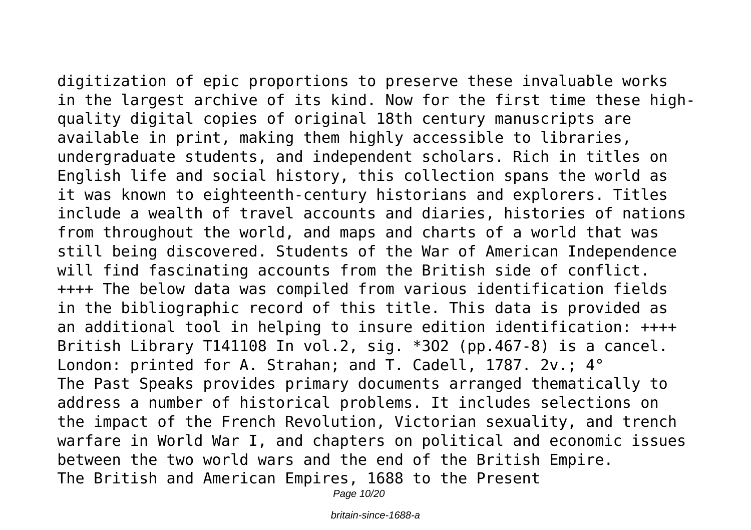digitization of epic proportions to preserve these invaluable works in the largest archive of its kind. Now for the first time these high-quality digital copies of original 18th century manuscripts are available in print, making them highly accessible to libraries, undergraduate students, and independent scholars. Rich in titles on English life and social history, this collection spans the world as it was known to eighteenth-century historians and explorers. Titles include a wealth of travel accounts and diaries, histories of nations from throughout the world, and maps and charts of a world that was still being discovered. Students of the War of American Independence will find fascinating accounts from the British side of conflict. ++++ The below data was compiled from various identification fields in the bibliographic record of this title. This data is provided as an additional tool in helping to insure edition identification: ++++ British Library T141108 In vol.2, sig. *3O2 (pp.467-8) is a cancel. London: printed for A. Strahan; and T. Cadell, 1787. 2v.; 4°

The Past Speaks provides primary documents arranged thematically to address a number of historical problems. It includes selections on the impact of the French Revolution, Victorian sexuality, and trench warfare in World War I, and chapters on political and economic issues between the two world wars and the end of the British Empire.

The British and American Empires, 1688 to the Present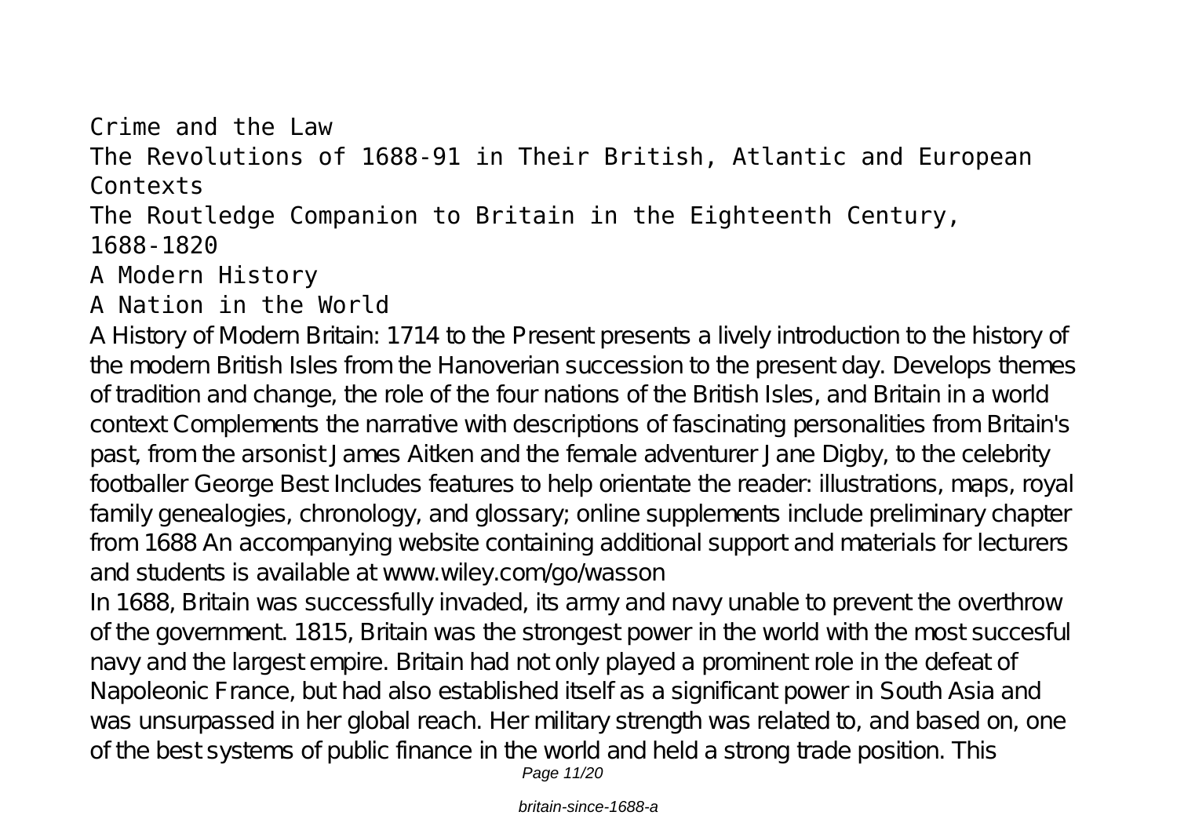Crime and the Law

The Revolutions of 1688-91 in Their British, Atlantic and European Contexts

The Routledge Companion to Britain in the Eighteenth Century, 1688-1820

A Modern History

A Nation in the World

A History of Modern Britain: 1714 to the Present presents a lively introduction to the history of the modern British Isles from the Hanoverian succession to the present day. Develops themes of tradition and change, the role of the four nations of the British Isles, and Britain in a world context Complements the narrative with descriptions of fascinating personalities from Britain's past, from the arsonist James Aitken and the female adventurer Jane Digby, to the celebrity footballer George Best Includes features to help orientate the reader: illustrations, maps, royal family genealogies, chronology, and glossary; online supplements include preliminary chapter from 1688 An accompanying website containing additional support and materials for lecturers and students is available at www.wiley.com/go/wasson

In 1688, Britain was successfully invaded, its army and navy unable to prevent the overthrow of the government. 1815, Britain was the strongest power in the world with the most succesful navy and the largest empire. Britain had not only played a prominent role in the defeat of Napoleonic France, but had also established itself as a significant power in South Asia and was unsurpassed in her global reach. Her military strength was related to, and based on, one of the best systems of public finance in the world and held a strong trade position. This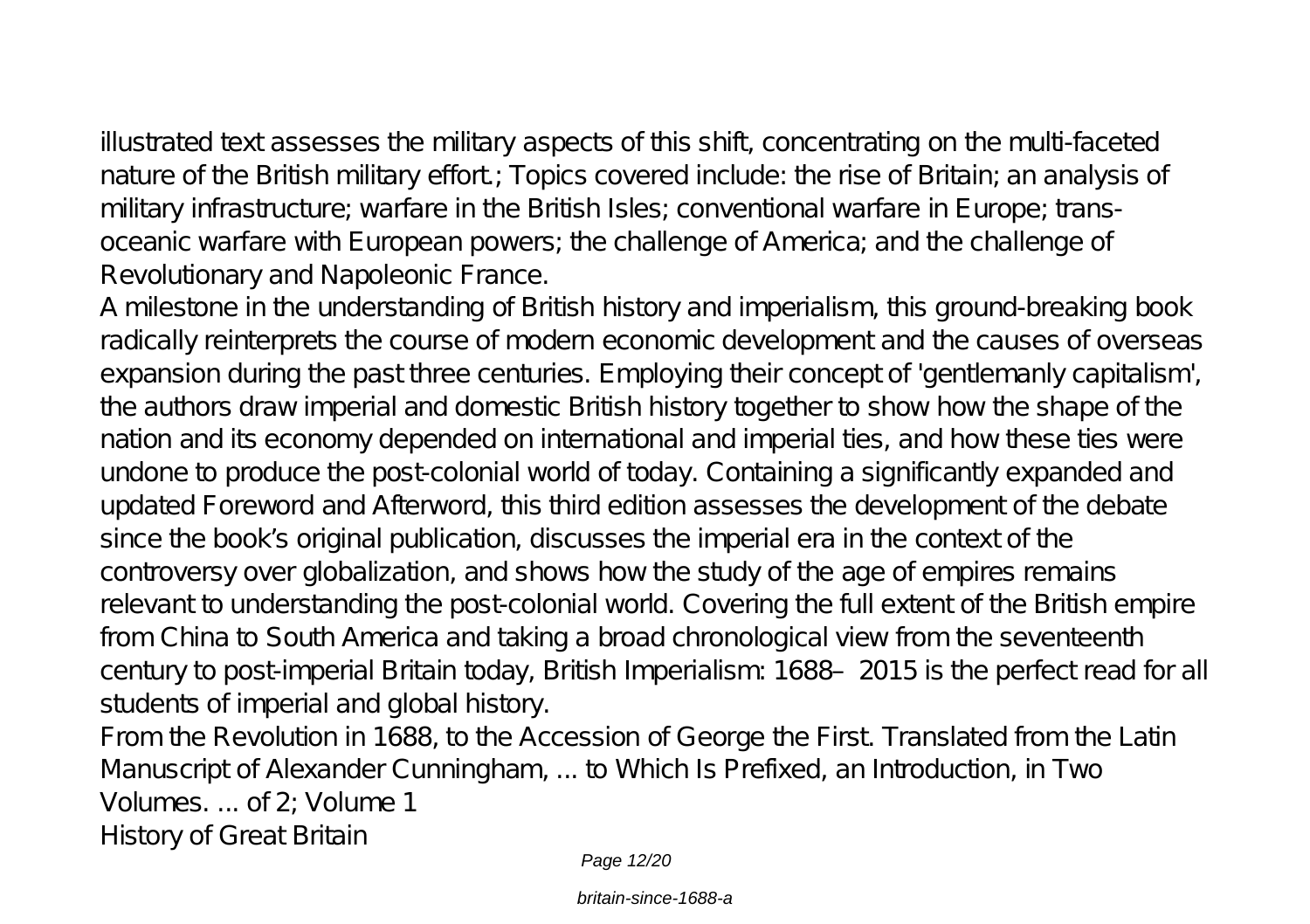illustrated text assesses the military aspects of this shift, concentrating on the multi-faceted nature of the British military effort.; Topics covered include: the rise of Britain; an analysis of military infrastructure; warfare in the British Isles; conventional warfare in Europe; trans-oceanic warfare with European powers; the challenge of America; and the challenge of Revolutionary and Napoleonic France.

A milestone in the understanding of British history and imperialism, this ground-breaking book radically reinterprets the course of modern economic development and the causes of overseas expansion during the past three centuries. Employing their concept of 'gentlemanly capitalism', the authors draw imperial and domestic British history together to show how the shape of the nation and its economy depended on international and imperial ties, and how these ties were undone to produce the post-colonial world of today. Containing a significantly expanded and updated Foreword and Afterword, this third edition assesses the development of the debate since the book's original publication, discusses the imperial era in the context of the controversy over globalization, and shows how the study of the age of empires remains relevant to understanding the post-colonial world. Covering the full extent of the British empire from China to South America and taking a broad chronological view from the seventeenth century to post-imperial Britain today, British Imperialism: 1688–2015 is the perfect read for all students of imperial and global history.

From the Revolution in 1688, to the Accession of George the First. Translated from the Latin Manuscript of Alexander Cunningham, ... to Which Is Prefixed, an Introduction, in Two Volumes. ... of 2; Volume 1

History of Great Britain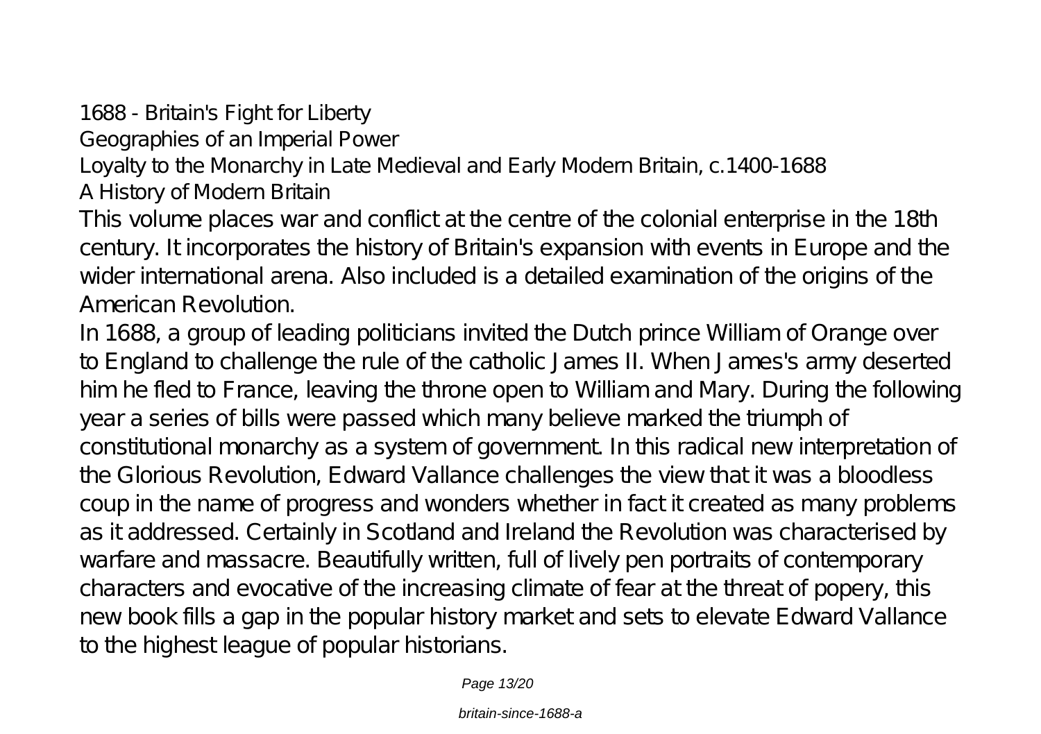1688 - Britain's Fight for Liberty
Geographies of an Imperial Power
Loyalty to the Monarchy in Late Medieval and Early Modern Britain, c.1400-1688
A History of Modern Britain

This volume places war and conflict at the centre of the colonial enterprise in the 18th century. It incorporates the history of Britain's expansion with events in Europe and the wider international arena. Also included is a detailed examination of the origins of the American Revolution.

In 1688, a group of leading politicians invited the Dutch prince William of Orange over to England to challenge the rule of the catholic James II. When James's army deserted him he fled to France, leaving the throne open to William and Mary. During the following year a series of bills were passed which many believe marked the triumph of constitutional monarchy as a system of government. In this radical new interpretation of the Glorious Revolution, Edward Vallance challenges the view that it was a bloodless coup in the name of progress and wonders whether in fact it created as many problems as it addressed. Certainly in Scotland and Ireland the Revolution was characterised by warfare and massacre. Beautifully written, full of lively pen portraits of contemporary characters and evocative of the increasing climate of fear at the threat of popery, this new book fills a gap in the popular history market and sets to elevate Edward Vallance to the highest league of popular historians.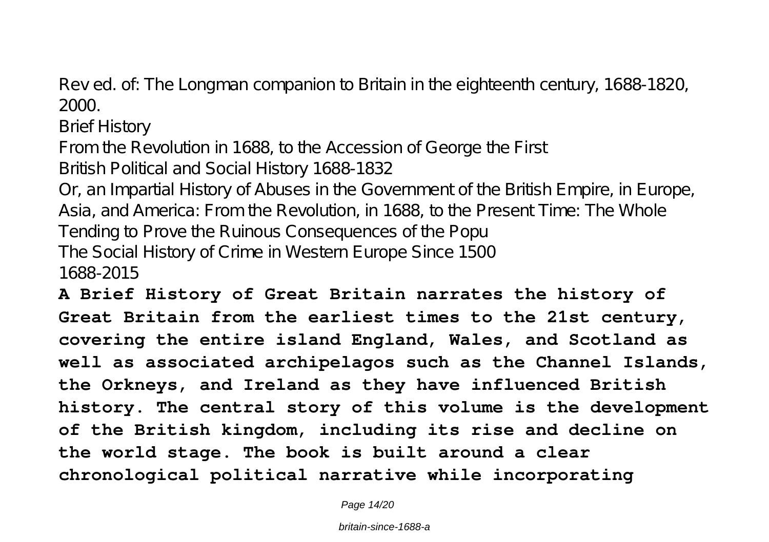Rev ed. of: The Longman companion to Britain in the eighteenth century, 1688-1820, 2000.

Brief History

From the Revolution in 1688, to the Accession of George the First

British Political and Social History 1688-1832

Or, an Impartial History of Abuses in the Government of the British Empire, in Europe, Asia, and America: From the Revolution, in 1688, to the Present Time: The Whole Tending to Prove the Ruinous Consequences of the Popu

The Social History of Crime in Western Europe Since 1500

1688-2015

**A Brief History of Great Britain narrates the history of Great Britain from the earliest times to the 21st century, covering the entire island England, Wales, and Scotland as well as associated archipelagos such as the Channel Islands, the Orkneys, and Ireland as they have influenced British history. The central story of this volume is the development of the British kingdom, including its rise and decline on the world stage. The book is built around a clear chronological political narrative while incorporating**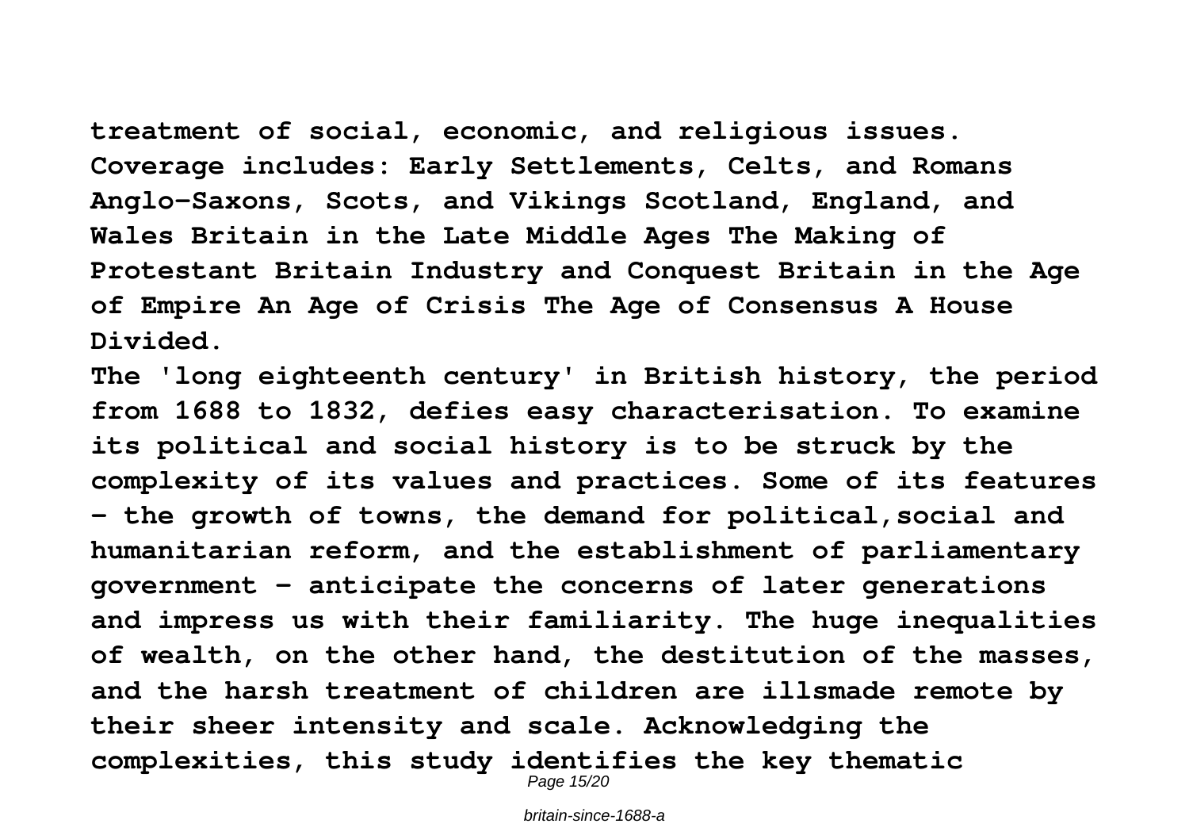treatment of social, economic, and religious issues. Coverage includes: Early Settlements, Celts, and Romans Anglo-Saxons, Scots, and Vikings Scotland, England, and Wales Britain in the Late Middle Ages The Making of Protestant Britain Industry and Conquest Britain in the Age of Empire An Age of Crisis The Age of Consensus A House Divided.

The 'long eighteenth century' in British history, the period from 1688 to 1832, defies easy characterisation. To examine its political and social history is to be struck by the complexity of its values and practices. Some of its features - the growth of towns, the demand for political,social and humanitarian reform, and the establishment of parliamentary government - anticipate the concerns of later generations and impress us with their familiarity. The huge inequalities of wealth, on the other hand, the destitution of the masses, and the harsh treatment of children are illsmade remote by their sheer intensity and scale. Acknowledging the complexities, this study identifies the key thematic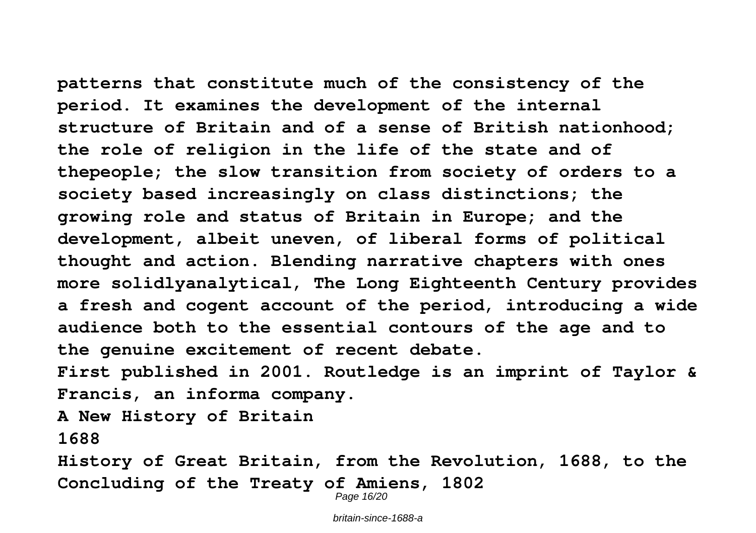**patterns that constitute much of the consistency of the period. It examines the development of the internal structure of Britain and of a sense of British nationhood; the role of religion in the life of the state and of thepeople; the slow transition from society of orders to a society based increasingly on class distinctions; the growing role and status of Britain in Europe; and the development, albeit uneven, of liberal forms of political thought and action. Blending narrative chapters with ones more solidlyanalytical, The Long Eighteenth Century provides a fresh and cogent account of the period, introducing a wide audience both to the essential contours of the age and to the genuine excitement of recent debate.**

**First published in 2001. Routledge is an imprint of Taylor & Francis, an informa company.**

**A New History of Britain**

**1688**

**History of Great Britain, from the Revolution, 1688, to the Concluding of the Treaty of Amiens, 1802**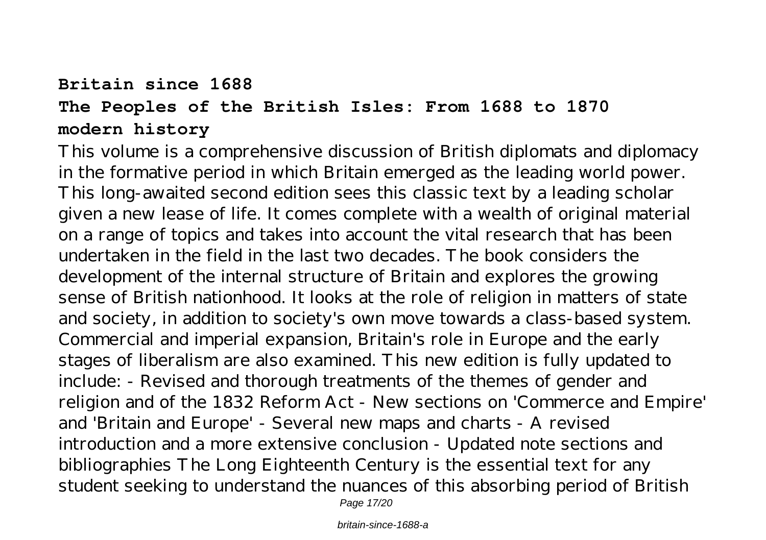**Britain since 1688**

**The Peoples of the British Isles: From 1688 to 1870**

**modern history**

This volume is a comprehensive discussion of British diplomats and diplomacy in the formative period in which Britain emerged as the leading world power. This long-awaited second edition sees this classic text by a leading scholar given a new lease of life. It comes complete with a wealth of original material on a range of topics and takes into account the vital research that has been undertaken in the field in the last two decades. The book considers the development of the internal structure of Britain and explores the growing sense of British nationhood. It looks at the role of religion in matters of state and society, in addition to society's own move towards a class-based system. Commercial and imperial expansion, Britain's role in Europe and the early stages of liberalism are also examined. This new edition is fully updated to include: - Revised and thorough treatments of the themes of gender and religion and of the 1832 Reform Act - New sections on 'Commerce and Empire' and 'Britain and Europe' - Several new maps and charts - A revised introduction and a more extensive conclusion - Updated note sections and bibliographies The Long Eighteenth Century is the essential text for any student seeking to understand the nuances of this absorbing period of British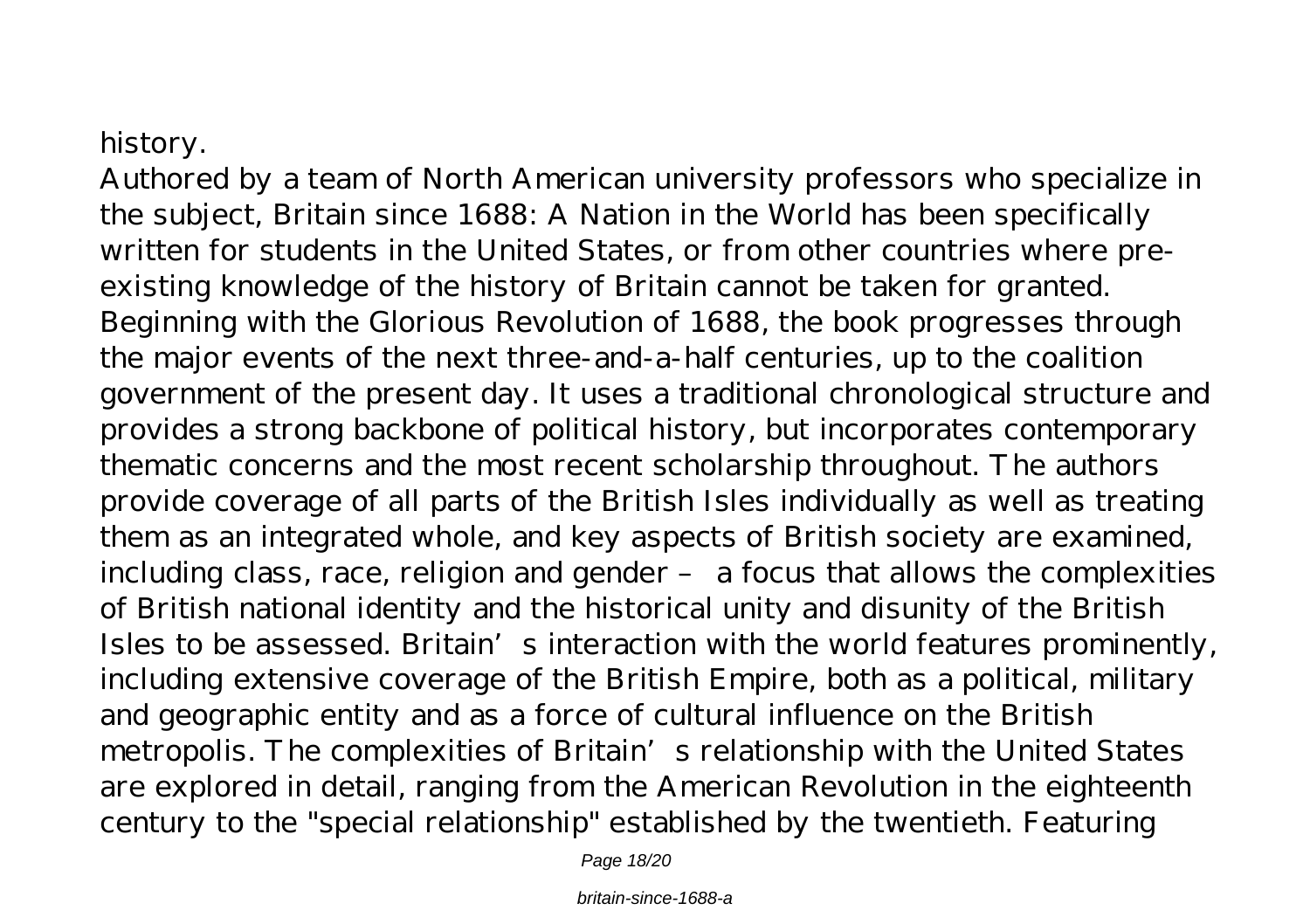history.

Authored by a team of North American university professors who specialize in the subject, Britain since 1688: A Nation in the World has been specifically written for students in the United States, or from other countries where pre-existing knowledge of the history of Britain cannot be taken for granted. Beginning with the Glorious Revolution of 1688, the book progresses through the major events of the next three-and-a-half centuries, up to the coalition government of the present day. It uses a traditional chronological structure and provides a strong backbone of political history, but incorporates contemporary thematic concerns and the most recent scholarship throughout. The authors provide coverage of all parts of the British Isles individually as well as treating them as an integrated whole, and key aspects of British society are examined, including class, race, religion and gender – a focus that allows the complexities of British national identity and the historical unity and disunity of the British Isles to be assessed. Britain's interaction with the world features prominently, including extensive coverage of the British Empire, both as a political, military and geographic entity and as a force of cultural influence on the British metropolis. The complexities of Britain's relationship with the United States are explored in detail, ranging from the American Revolution in the eighteenth century to the "special relationship" established by the twentieth. Featuring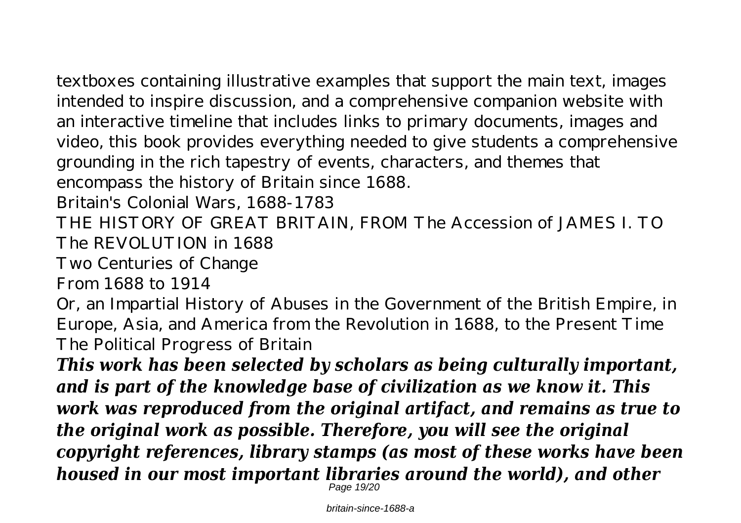textboxes containing illustrative examples that support the main text, images intended to inspire discussion, and a comprehensive companion website with an interactive timeline that includes links to primary documents, images and video, this book provides everything needed to give students a comprehensive grounding in the rich tapestry of events, characters, and themes that encompass the history of Britain since 1688.

Britain's Colonial Wars, 1688-1783

THE HISTORY OF GREAT BRITAIN, FROM The Accession of JAMES I. TO The REVOLUTION in 1688

Two Centuries of Change

From 1688 to 1914

Or, an Impartial History of Abuses in the Government of the British Empire, in Europe, Asia, and America from the Revolution in 1688, to the Present Time

The Political Progress of Britain

***This work has been selected by scholars as being culturally important, and is part of the knowledge base of civilization as we know it. This work was reproduced from the original artifact, and remains as true to the original work as possible. Therefore, you will see the original copyright references, library stamps (as most of these works have been housed in our most important libraries around the world), and other***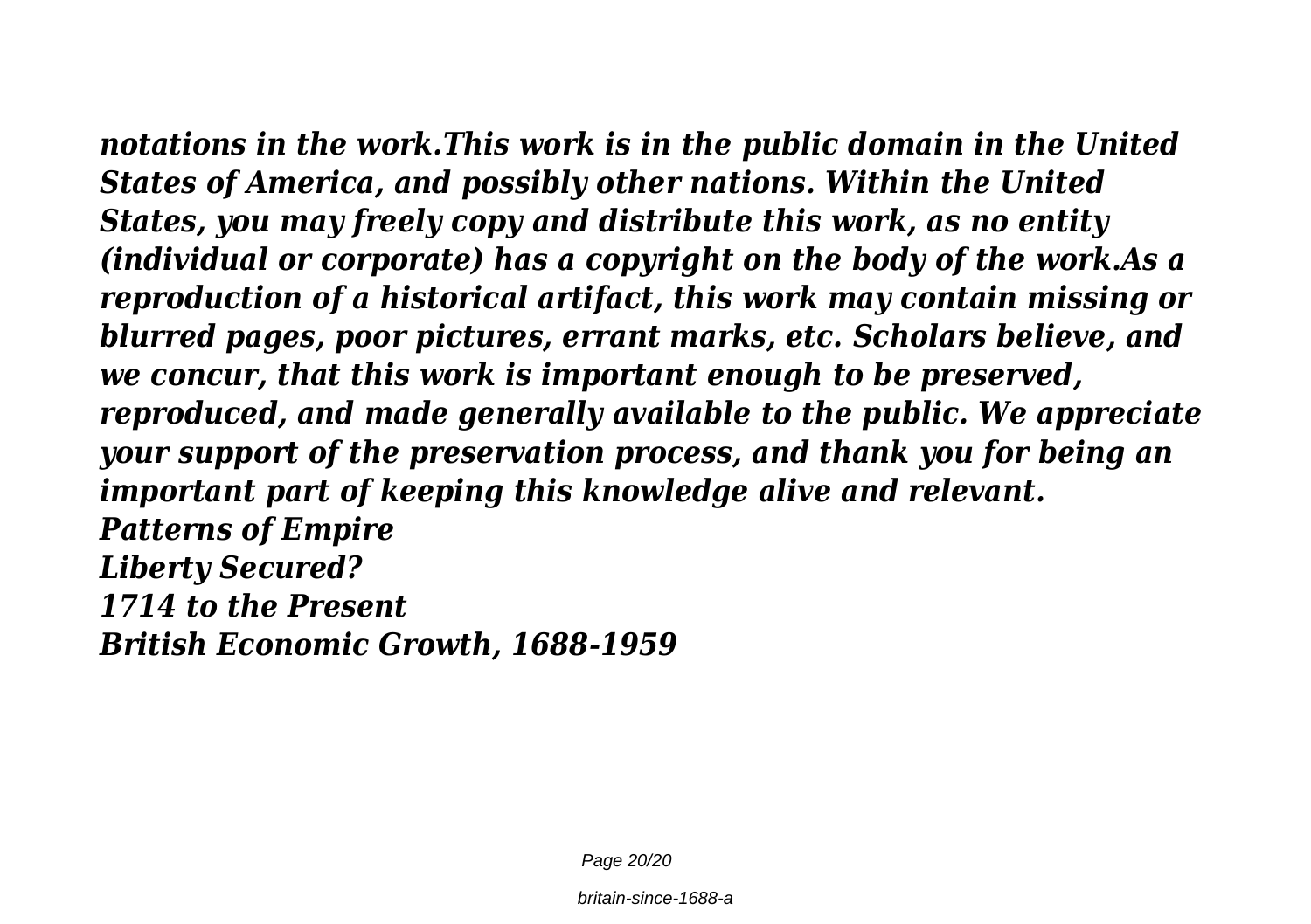*notations in the work.This work is in the public domain in the United States of America, and possibly other nations. Within the United States, you may freely copy and distribute this work, as no entity (individual or corporate) has a copyright on the body of the work.As a reproduction of a historical artifact, this work may contain missing or blurred pages, poor pictures, errant marks, etc. Scholars believe, and we concur, that this work is important enough to be preserved, reproduced, and made generally available to the public. We appreciate your support of the preservation process, and thank you for being an important part of keeping this knowledge alive and relevant.*

*Patterns of Empire*

*Liberty Secured?*

*1714 to the Present*

*British Economic Growth, 1688-1959*